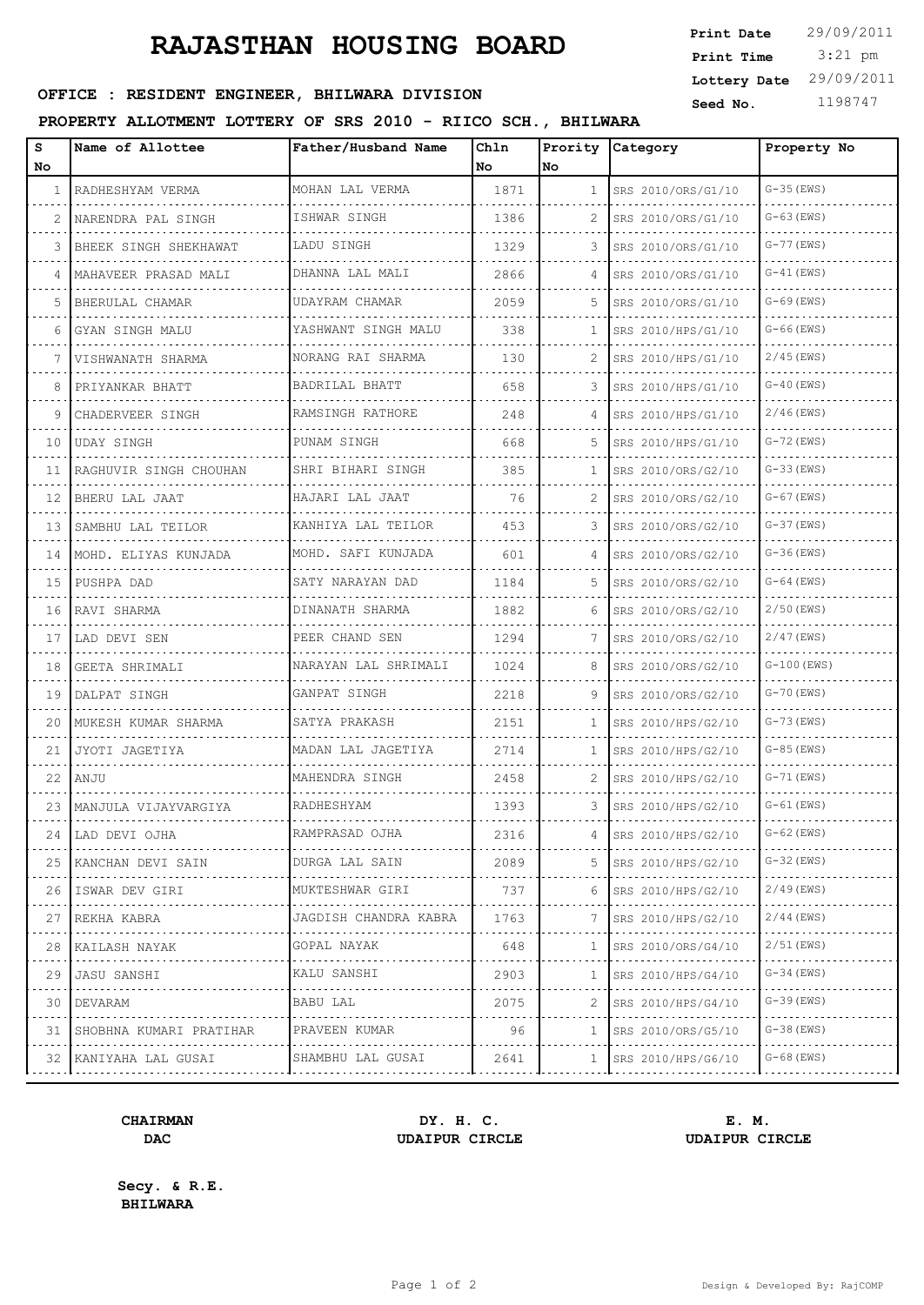# RAJASTHAN HOUSING BOARD

**Print Date** 29/09/2011
**Print Time** 3:21 pm
**Lottery Date** 29/09/2011
**Seed No.** 1198747

**OFFICE : RESIDENT ENGINEER, BHILWARA DIVISION**

**PROPERTY ALLOTMENT LOTTERY OF SRS 2010 - RIICO SCH., BHILWARA**

| S No | Name of Allottee | Father/Husband Name | Chln No | Prority No | Category | Property No |
|---|---|---|---|---|---|---|
| 1 | RADHESHYAM VERMA | MOHAN LAL VERMA | 1871 | 1 | SRS 2010/ORS/G1/10 | G-35(EWS) |
| 2 | NARENDRA PAL SINGH | ISHWAR SINGH | 1386 | 2 | SRS 2010/ORS/G1/10 | G-63(EWS) |
| 3 | BHEEK SINGH SHEKHAWAT | LADU SINGH | 1329 | 3 | SRS 2010/ORS/G1/10 | G-77(EWS) |
| 4 | MAHAVEER PRASAD MALI | DHANNA LAL MALI | 2866 | 4 | SRS 2010/ORS/G1/10 | G-41(EWS) |
| 5 | BHERULAL CHAMAR | UDAYRAM CHAMAR | 2059 | 5 | SRS 2010/ORS/G1/10 | G-69(EWS) |
| 6 | GYAN SINGH MALU | YASHWANT SINGH MALU | 338 | 1 | SRS 2010/HPS/G1/10 | G-66(EWS) |
| 7 | VISHWANATH SHARMA | NORANG RAI SHARMA | 130 | 2 | SRS 2010/HPS/G1/10 | 2/45(EWS) |
| 8 | PRIYANKAR BHATT | BADRILAL BHATT | 658 | 3 | SRS 2010/HPS/G1/10 | G-40(EWS) |
| 9 | CHADERVEER SINGH | RAMSINGH RATHORE | 248 | 4 | SRS 2010/HPS/G1/10 | 2/46(EWS) |
| 10 | UDAY SINGH | PUNAM SINGH | 668 | 5 | SRS 2010/HPS/G1/10 | G-72(EWS) |
| 11 | RAGHUVIR SINGH CHOUHAN | SHRI BIHARI SINGH | 385 | 1 | SRS 2010/ORS/G2/10 | G-33(EWS) |
| 12 | BHERU LAL JAAT | HAJARI LAL JAAT | 76 | 2 | SRS 2010/ORS/G2/10 | G-67(EWS) |
| 13 | SAMBHU LAL TEILOR | KANHIYA LAL TEILOR | 453 | 3 | SRS 2010/ORS/G2/10 | G-37(EWS) |
| 14 | MOHD. ELIYAS KUNJADA | MOHD. SAFI KUNJADA | 601 | 4 | SRS 2010/ORS/G2/10 | G-36(EWS) |
| 15 | PUSHPA DAD | SATY NARAYAN DAD | 1184 | 5 | SRS 2010/ORS/G2/10 | G-64(EWS) |
| 16 | RAVI SHARMA | DINANATH SHARMA | 1882 | 6 | SRS 2010/ORS/G2/10 | 2/50(EWS) |
| 17 | LAD DEVI SEN | PEER CHAND SEN | 1294 | 7 | SRS 2010/ORS/G2/10 | 2/47(EWS) |
| 18 | GEETA SHRIMALI | NARAYAN LAL SHRIMALI | 1024 | 8 | SRS 2010/ORS/G2/10 | G-100(EWS) |
| 19 | DALPAT SINGH | GANPAT SINGH | 2218 | 9 | SRS 2010/ORS/G2/10 | G-70(EWS) |
| 20 | MUKESH KUMAR SHARMA | SATYA PRAKASH | 2151 | 1 | SRS 2010/HPS/G2/10 | G-73(EWS) |
| 21 | JYOTI JAGETIYA | MADAN LAL JAGETIYA | 2714 | 1 | SRS 2010/HPS/G2/10 | G-85(EWS) |
| 22 | ANJU | MAHENDRA SINGH | 2458 | 2 | SRS 2010/HPS/G2/10 | G-71(EWS) |
| 23 | MANJULA VIJAYVARGIYA | RADHESHYAM | 1393 | 3 | SRS 2010/HPS/G2/10 | G-61(EWS) |
| 24 | LAD DEVI OJHA | RAMPRASAD OJHA | 2316 | 4 | SRS 2010/HPS/G2/10 | G-62(EWS) |
| 25 | KANCHAN DEVI SAIN | DURGA LAL SAIN | 2089 | 5 | SRS 2010/HPS/G2/10 | G-32(EWS) |
| 26 | ISWAR DEV GIRI | MUKTESHWAR GIRI | 737 | 6 | SRS 2010/HPS/G2/10 | 2/49(EWS) |
| 27 | REKHA KABRA | JAGDISH CHANDRA KABRA | 1763 | 7 | SRS 2010/HPS/G2/10 | 2/44(EWS) |
| 28 | KAILASH NAYAK | GOPAL NAYAK | 648 | 1 | SRS 2010/ORS/G4/10 | 2/51(EWS) |
| 29 | JASU SANSHI | KALU SANSHI | 2903 | 1 | SRS 2010/HPS/G4/10 | G-34(EWS) |
| 30 | DEVARAM | BABU LAL | 2075 | 2 | SRS 2010/HPS/G4/10 | G-39(EWS) |
| 31 | SHOBHNA KUMARI PRATIHAR | PRAVEEN KUMAR | 96 | 1 | SRS 2010/ORS/G5/10 | G-38(EWS) |
| 32 | KANIYAHA LAL GUSAI | SHAMBHU LAL GUSAI | 2641 | 1 | SRS 2010/HPS/G6/10 | G-68(EWS) |

**CHAIRMAN**
**DAC**

**DY. H. C.**
**UDAIPUR CIRCLE**

**E. M.**
**UDAIPUR CIRCLE**

**Secy. & R.E.**
**BHILWARA**

Design & Developed By: RajCOMP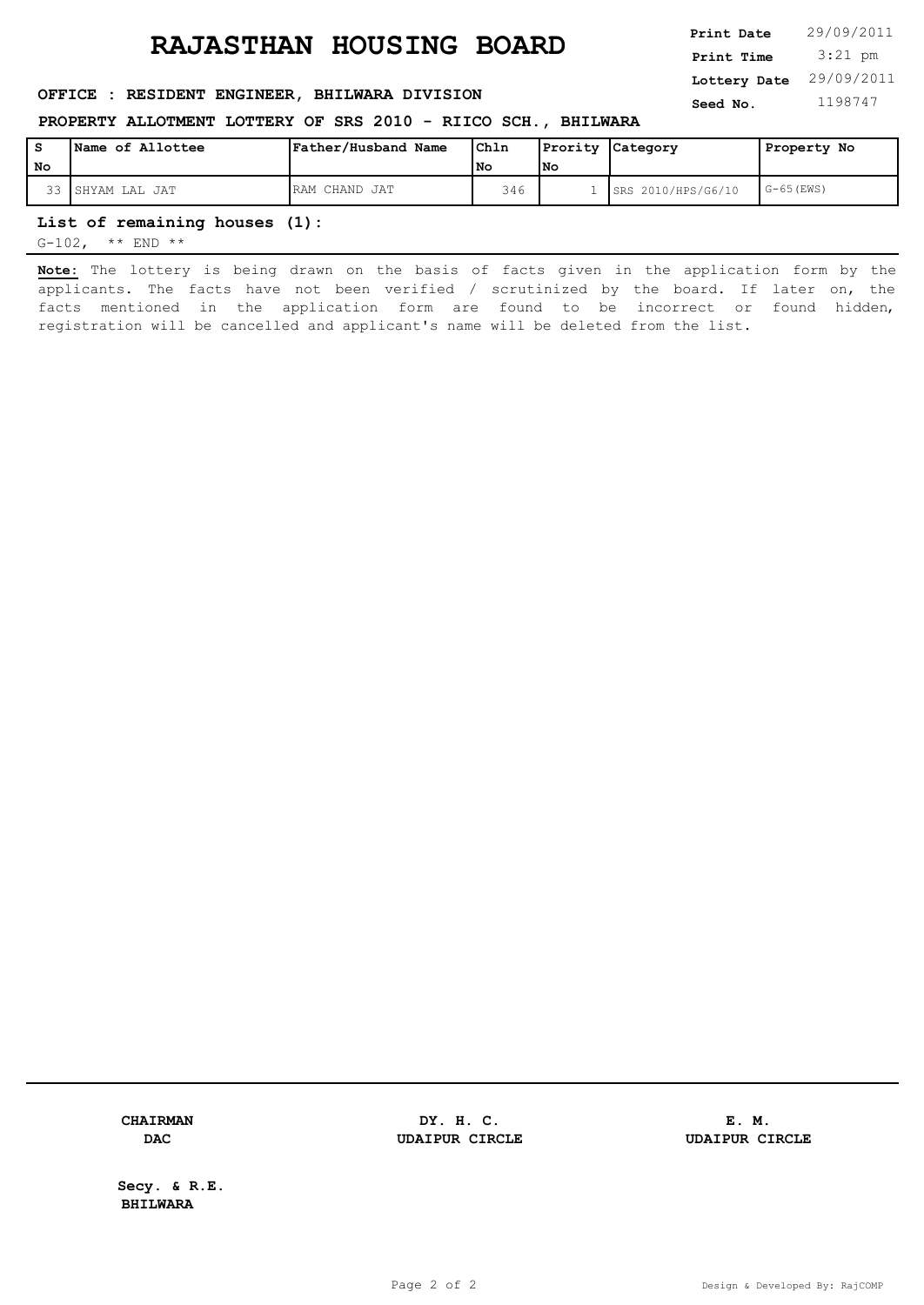# RAJASTHAN HOUSING BOARD

**Print Date** 29/09/2011
**Print Time** 3:21 pm
**Lottery Date** 29/09/2011
**Seed No.** 1198747

**OFFICE : RESIDENT ENGINEER, BHILWARA DIVISION**

**PROPERTY ALLOTMENT LOTTERY OF SRS 2010 - RIICO SCH., BHILWARA**

| S No | Name of Allottee | Father/Husband Name | Chln No | Prority No | Category | Property No |
|---|---|---|---|---|---|---|
| 33 | SHYAM LAL JAT | RAM CHAND JAT | 346 | 1 | SRS 2010/HPS/G6/10 | G-65(EWS) |

**List of remaining houses (1):**

G-102, ** END **

**Note:** The lottery is being drawn on the basis of facts given in the application form by the applicants. The facts have not been verified / scrutinized by the board. If later on, the facts mentioned in the application form are found to be incorrect or found hidden, registration will be cancelled and applicant's name will be deleted from the list.

**CHAIRMAN**
**DAC**

**DY. H. C.**
**UDAIPUR CIRCLE**

**E. M.**
**UDAIPUR CIRCLE**

**Secy. & R.E.**
**BHILWARA**

Design & Developed By: RajCOMP